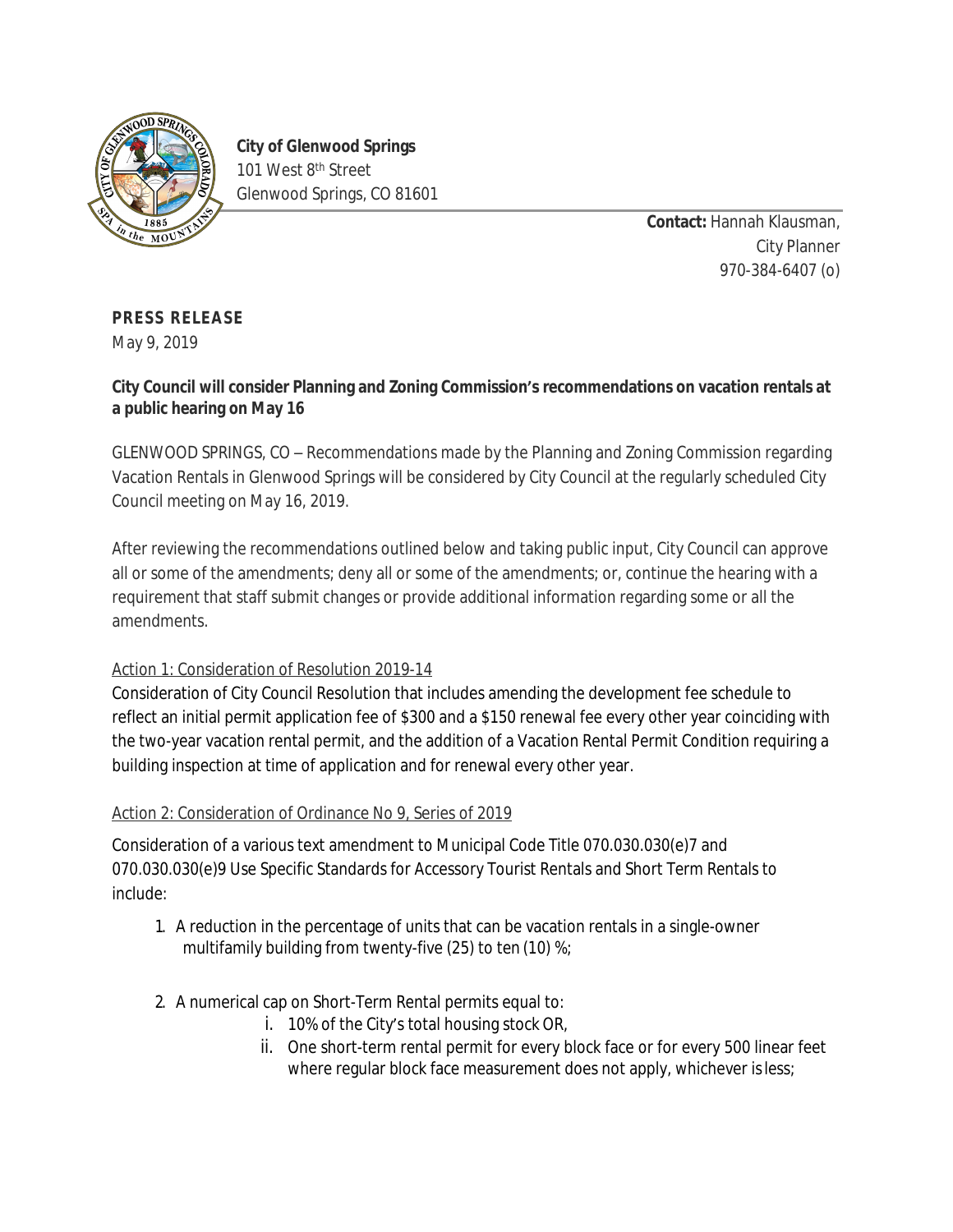**City of Glenwood Springs**
101 West 8th Street
Glenwood Springs, CO 81601

**Contact:** Hannah Klausman,
City Planner
970-384-6407 (o)

**PRESS RELEASE**
May 9, 2019

**City Council will consider Planning and Zoning Commission's recommendations on vacation rentals at a public hearing on May 16**

GLENWOOD SPRINGS, CO – Recommendations made by the Planning and Zoning Commission regarding Vacation Rentals in Glenwood Springs will be considered by City Council at the regularly scheduled City Council meeting on May 16, 2019.

After reviewing the recommendations outlined below and taking public input, City Council can approve all or some of the amendments; deny all or some of the amendments; or, continue the hearing with a requirement that staff submit changes or provide additional information regarding some or all the amendments.

Action 1: Consideration of Resolution 2019-14

Consideration of City Council Resolution that includes amending the development fee schedule to reflect an initial permit application fee of $300 and a $150 renewal fee every other year coinciding with the two-year vacation rental permit, and the addition of a Vacation Rental Permit Condition requiring a building inspection at time of application and for renewal every other year.

Action 2: Consideration of Ordinance No 9, Series of 2019

Consideration of a various text amendment to Municipal Code Title 070.030.030(e)7 and 070.030.030(e)9 Use Specific Standards for Accessory Tourist Rentals and Short Term Rentals to include:

1. A reduction in the percentage of units that can be vacation rentals in a single-owner multifamily building from twenty-five (25) to ten (10) %;
2. A numerical cap on Short-Term Rental permits equal to:
   i. 10% of the City's total housing stock OR,
   ii. One short-term rental permit for every block face or for every 500 linear feet where regular block face measurement does not apply, whichever is less;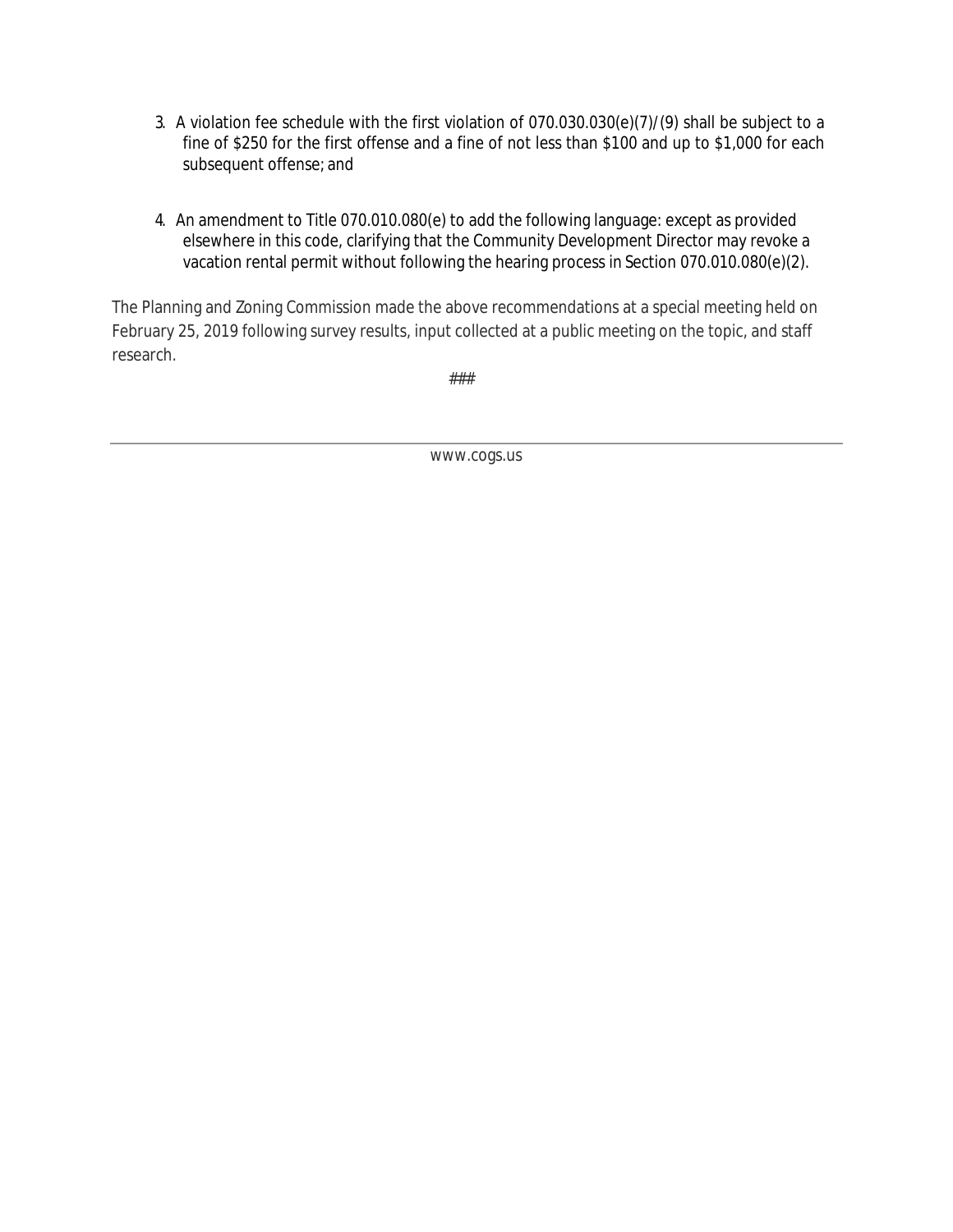3. A violation fee schedule with the first violation of 070.030.030(e)(7)/(9) shall be subject to a fine of $250 for the first offense and a fine of not less than $100 and up to $1,000 for each subsequent offense; and

4. An amendment to Title 070.010.080(e) to add the following language: except as provided elsewhere in this code, clarifying that the Community Development Director may revoke a vacation rental permit without following the hearing process in Section 070.010.080(e)(2).

The Planning and Zoning Commission made the above recommendations at a special meeting held on February 25, 2019 following survey results, input collected at a public meeting on the topic, and staff research.

###

www.cogs.us